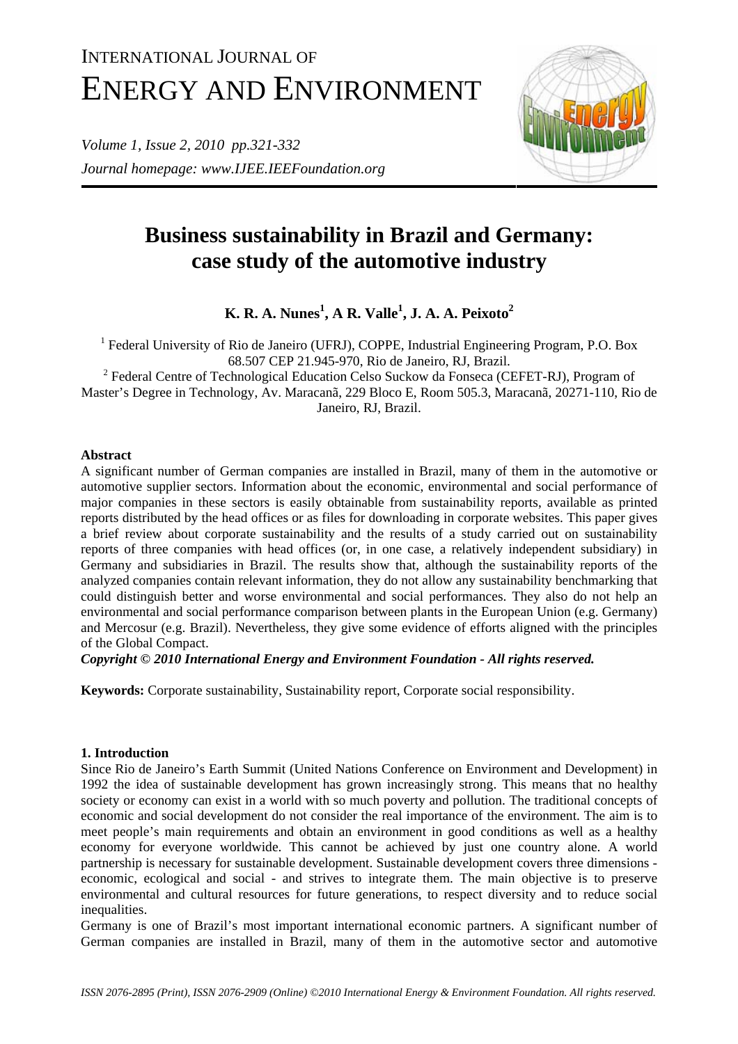# Business sustainability in Brazil and Germany: case study of the automotive industry

**K. R. A. Nunes[1], A R. Valle[1], J. A. A. Peixoto[2]**

[1] Federal University of Rio de Janeiro (UFRJ), COPPE, Industrial Engineering Program, P.O. Box 68.507 CEP 21.945-970, Rio de Janeiro, RJ, Brazil.
[2] Federal Centre of Technological Education Celso Suckow da Fonseca (CEFET-RJ), Program of Master's Degree in Technology, Av. Maracanã, 229 Bloco E, Room 505.3, Maracanã, 20271-110, Rio de Janeiro, RJ, Brazil.

## Abstract

A significant number of German companies are installed in Brazil, many of them in the automotive or automotive supplier sectors. Information about the economic, environmental and social performance of major companies in these sectors is easily obtainable from sustainability reports, available as printed reports distributed by the head offices or as files for downloading in corporate websites. This paper gives a brief review about corporate sustainability and the results of a study carried out on sustainability reports of three companies with head offices (or, in one case, a relatively independent subsidiary) in Germany and subsidiaries in Brazil. The results show that, although the sustainability reports of the analyzed companies contain relevant information, they do not allow any sustainability benchmarking that could distinguish better and worse environmental and social performances. They also do not help an environmental and social performance comparison between plants in the European Union (e.g. Germany) and Mercosur (e.g. Brazil). Nevertheless, they give some evidence of efforts aligned with the principles of the Global Compact.

***Copyright © 2010 International Energy and Environment Foundation - All rights reserved.***

**Keywords:** Corporate sustainability, Sustainability report, Corporate social responsibility.

## 1. Introduction

Since Rio de Janeiro's Earth Summit (United Nations Conference on Environment and Development) in 1992 the idea of sustainable development has grown increasingly strong. This means that no healthy society or economy can exist in a world with so much poverty and pollution. The traditional concepts of economic and social development do not consider the real importance of the environment. The aim is to meet people's main requirements and obtain an environment in good conditions as well as a healthy economy for everyone worldwide. This cannot be achieved by just one country alone. A world partnership is necessary for sustainable development. Sustainable development covers three dimensions - economic, ecological and social - and strives to integrate them. The main objective is to preserve environmental and cultural resources for future generations, to respect diversity and to reduce social inequalities.

Germany is one of Brazil's most important international economic partners. A significant number of German companies are installed in Brazil, many of them in the automotive sector and automotive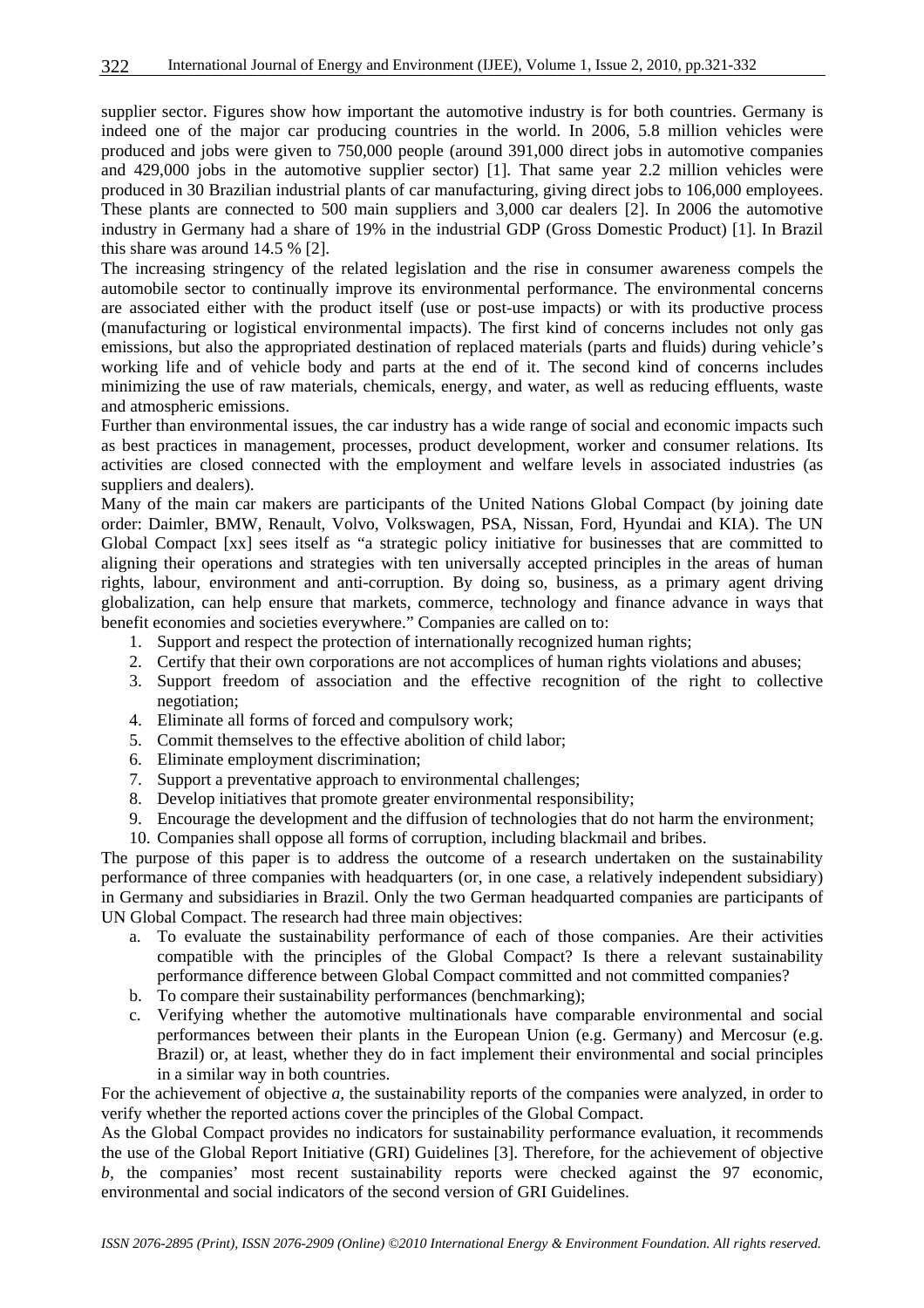supplier sector. Figures show how important the automotive industry is for both countries. Germany is indeed one of the major car producing countries in the world. In 2006, 5.8 million vehicles were produced and jobs were given to 750,000 people (around 391,000 direct jobs in automotive companies and 429,000 jobs in the automotive supplier sector) [1]. That same year 2.2 million vehicles were produced in 30 Brazilian industrial plants of car manufacturing, giving direct jobs to 106,000 employees. These plants are connected to 500 main suppliers and 3,000 car dealers [2]. In 2006 the automotive industry in Germany had a share of 19% in the industrial GDP (Gross Domestic Product) [1]. In Brazil this share was around 14.5 % [2].

The increasing stringency of the related legislation and the rise in consumer awareness compels the automobile sector to continually improve its environmental performance. The environmental concerns are associated either with the product itself (use or post-use impacts) or with its productive process (manufacturing or logistical environmental impacts). The first kind of concerns includes not only gas emissions, but also the appropriated destination of replaced materials (parts and fluids) during vehicle's working life and of vehicle body and parts at the end of it. The second kind of concerns includes minimizing the use of raw materials, chemicals, energy, and water, as well as reducing effluents, waste and atmospheric emissions.

Further than environmental issues, the car industry has a wide range of social and economic impacts such as best practices in management, processes, product development, worker and consumer relations. Its activities are closed connected with the employment and welfare levels in associated industries (as suppliers and dealers).

Many of the main car makers are participants of the United Nations Global Compact (by joining date order: Daimler, BMW, Renault, Volvo, Volkswagen, PSA, Nissan, Ford, Hyundai and KIA). The UN Global Compact [xx] sees itself as "a strategic policy initiative for businesses that are committed to aligning their operations and strategies with ten universally accepted principles in the areas of human rights, labour, environment and anti-corruption. By doing so, business, as a primary agent driving globalization, can help ensure that markets, commerce, technology and finance advance in ways that benefit economies and societies everywhere." Companies are called on to:

1. Support and respect the protection of internationally recognized human rights;
2. Certify that their own corporations are not accomplices of human rights violations and abuses;
3. Support freedom of association and the effective recognition of the right to collective negotiation;
4. Eliminate all forms of forced and compulsory work;
5. Commit themselves to the effective abolition of child labor;
6. Eliminate employment discrimination;
7. Support a preventative approach to environmental challenges;
8. Develop initiatives that promote greater environmental responsibility;
9. Encourage the development and the diffusion of technologies that do not harm the environment;
10. Companies shall oppose all forms of corruption, including blackmail and bribes.

The purpose of this paper is to address the outcome of a research undertaken on the sustainability performance of three companies with headquarters (or, in one case, a relatively independent subsidiary) in Germany and subsidiaries in Brazil. Only the two German headquarted companies are participants of UN Global Compact. The research had three main objectives:

a. To evaluate the sustainability performance of each of those companies. Are their activities compatible with the principles of the Global Compact? Is there a relevant sustainability performance difference between Global Compact committed and not committed companies?
b. To compare their sustainability performances (benchmarking);
c. Verifying whether the automotive multinationals have comparable environmental and social performances between their plants in the European Union (e.g. Germany) and Mercosur (e.g. Brazil) or, at least, whether they do in fact implement their environmental and social principles in a similar way in both countries.

For the achievement of objective *a,* the sustainability reports of the companies were analyzed, in order to verify whether the reported actions cover the principles of the Global Compact.

As the Global Compact provides no indicators for sustainability performance evaluation, it recommends the use of the Global Report Initiative (GRI) Guidelines [3]. Therefore, for the achievement of objective *b,* the companies' most recent sustainability reports were checked against the 97 economic, environmental and social indicators of the second version of GRI Guidelines.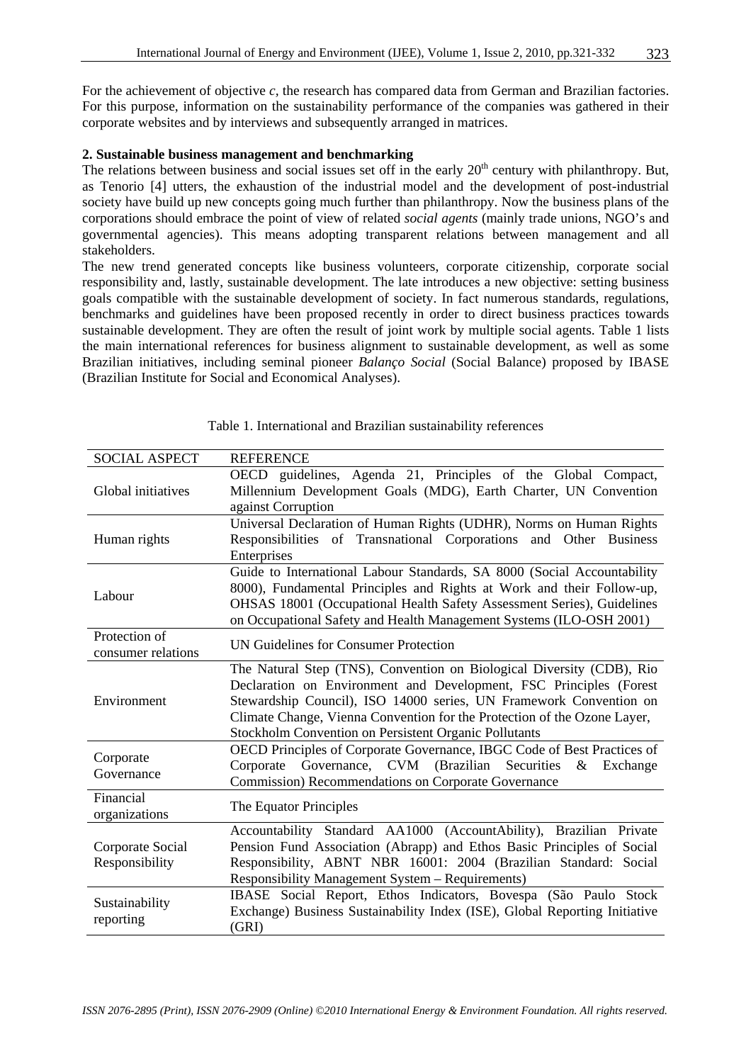For the achievement of objective *c*, the research has compared data from German and Brazilian factories. For this purpose, information on the sustainability performance of the companies was gathered in their corporate websites and by interviews and subsequently arranged in matrices.

## 2. Sustainable business management and benchmarking

The relations between business and social issues set off in the early 20th century with philanthropy. But, as Tenorio [4] utters, the exhaustion of the industrial model and the development of post-industrial society have build up new concepts going much further than philanthropy. Now the business plans of the corporations should embrace the point of view of related *social agents* (mainly trade unions, NGO's and governmental agencies). This means adopting transparent relations between management and all stakeholders.

The new trend generated concepts like business volunteers, corporate citizenship, corporate social responsibility and, lastly, sustainable development. The late introduces a new objective: setting business goals compatible with the sustainable development of society. In fact numerous standards, regulations, benchmarks and guidelines have been proposed recently in order to direct business practices towards sustainable development. They are often the result of joint work by multiple social agents. Table 1 lists the main international references for business alignment to sustainable development, as well as some Brazilian initiatives, including seminal pioneer *Balanço Social* (Social Balance) proposed by IBASE (Brazilian Institute for Social and Economical Analyses).

Table 1. International and Brazilian sustainability references

| SOCIAL ASPECT | REFERENCE |
|---|---|
| Global initiatives | OECD guidelines, Agenda 21, Principles of the Global Compact, Millennium Development Goals (MDG), Earth Charter, UN Convention against Corruption |
| Human rights | Universal Declaration of Human Rights (UDHR), Norms on Human Rights Responsibilities of Transnational Corporations and Other Business Enterprises |
| Labour | Guide to International Labour Standards, SA 8000 (Social Accountability 8000), Fundamental Principles and Rights at Work and their Follow-up, OHSAS 18001 (Occupational Health Safety Assessment Series), Guidelines on Occupational Safety and Health Management Systems (ILO-OSH 2001) |
| Protection of consumer relations | UN Guidelines for Consumer Protection |
| Environment | The Natural Step (TNS), Convention on Biological Diversity (CDB), Rio Declaration on Environment and Development, FSC Principles (Forest Stewardship Council), ISO 14000 series, UN Framework Convention on Climate Change, Vienna Convention for the Protection of the Ozone Layer, Stockholm Convention on Persistent Organic Pollutants |
| Corporate Governance | OECD Principles of Corporate Governance, IBGC Code of Best Practices of Corporate Governance, CVM (Brazilian Securities & Exchange Commission) Recommendations on Corporate Governance |
| Financial organizations | The Equator Principles |
| Corporate Social Responsibility | Accountability Standard AA1000 (AccountAbility), Brazilian Private Pension Fund Association (Abrapp) and Ethos Basic Principles of Social Responsibility, ABNT NBR 16001: 2004 (Brazilian Standard: Social Responsibility Management System – Requirements) |
| Sustainability reporting | IBASE Social Report, Ethos Indicators, Bovespa (São Paulo Stock Exchange) Business Sustainability Index (ISE), Global Reporting Initiative (GRI) |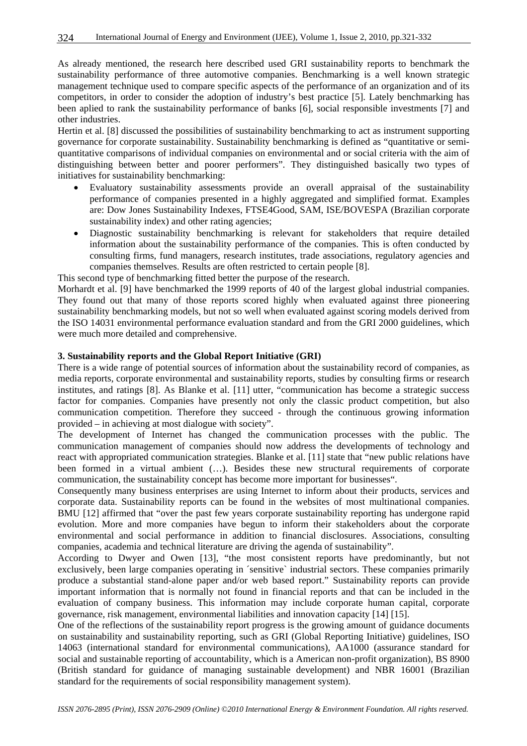As already mentioned, the research here described used GRI sustainability reports to benchmark the sustainability performance of three automotive companies. Benchmarking is a well known strategic management technique used to compare specific aspects of the performance of an organization and of its competitors, in order to consider the adoption of industry's best practice [5]. Lately benchmarking has been aplied to rank the sustainability performance of banks [6], social responsible investments [7] and other industries.

Hertin et al. [8] discussed the possibilities of sustainability benchmarking to act as instrument supporting governance for corporate sustainability. Sustainability benchmarking is defined as "quantitative or semi-quantitative comparisons of individual companies on environmental and or social criteria with the aim of distinguishing between better and poorer performers". They distinguished basically two types of initiatives for sustainability benchmarking:

- Evaluatory sustainability assessments provide an overall appraisal of the sustainability performance of companies presented in a highly aggregated and simplified format. Examples are: Dow Jones Sustainability Indexes, FTSE4Good, SAM, ISE/BOVESPA (Brazilian corporate sustainability index) and other rating agencies;
- Diagnostic sustainability benchmarking is relevant for stakeholders that require detailed information about the sustainability performance of the companies. This is often conducted by consulting firms, fund managers, research institutes, trade associations, regulatory agencies and companies themselves. Results are often restricted to certain people [8].

This second type of benchmarking fitted better the purpose of the research.

Morhardt et al. [9] have benchmarked the 1999 reports of 40 of the largest global industrial companies. They found out that many of those reports scored highly when evaluated against three pioneering sustainability benchmarking models, but not so well when evaluated against scoring models derived from the ISO 14031 environmental performance evaluation standard and from the GRI 2000 guidelines, which were much more detailed and comprehensive.

### 3. Sustainability reports and the Global Report Initiative (GRI)

There is a wide range of potential sources of information about the sustainability record of companies, as media reports, corporate environmental and sustainability reports, studies by consulting firms or research institutes, and ratings [8]. As Blanke et al. [11] utter, "communication has become a strategic success factor for companies. Companies have presently not only the classic product competition, but also communication competition. Therefore they succeed - through the continuous growing information provided – in achieving at most dialogue with society".

The development of Internet has changed the communication processes with the public. The communication management of companies should now address the developments of technology and react with appropriated communication strategies. Blanke et al. [11] state that "new public relations have been formed in a virtual ambient (…). Besides these new structural requirements of corporate communication, the sustainability concept has become more important for businesses".

Consequently many business enterprises are using Internet to inform about their products, services and corporate data. Sustainability reports can be found in the websites of most multinational companies. BMU [12] affirmed that "over the past few years corporate sustainability reporting has undergone rapid evolution. More and more companies have begun to inform their stakeholders about the corporate environmental and social performance in addition to financial disclosures. Associations, consulting companies, academia and technical literature are driving the agenda of sustainability".

According to Dwyer and Owen [13], "the most consistent reports have predominantly, but not exclusively, been large companies operating in ´sensitive` industrial sectors. These companies primarily produce a substantial stand-alone paper and/or web based report." Sustainability reports can provide important information that is normally not found in financial reports and that can be included in the evaluation of company business. This information may include corporate human capital, corporate governance, risk management, environmental liabilities and innovation capacity [14] [15].

One of the reflections of the sustainability report progress is the growing amount of guidance documents on sustainability and sustainability reporting, such as GRI (Global Reporting Initiative) guidelines, ISO 14063 (international standard for environmental communications), AA1000 (assurance standard for social and sustainable reporting of accountability, which is a American non-profit organization), BS 8900 (British standard for guidance of managing sustainable development) and NBR 16001 (Brazilian standard for the requirements of social responsibility management system).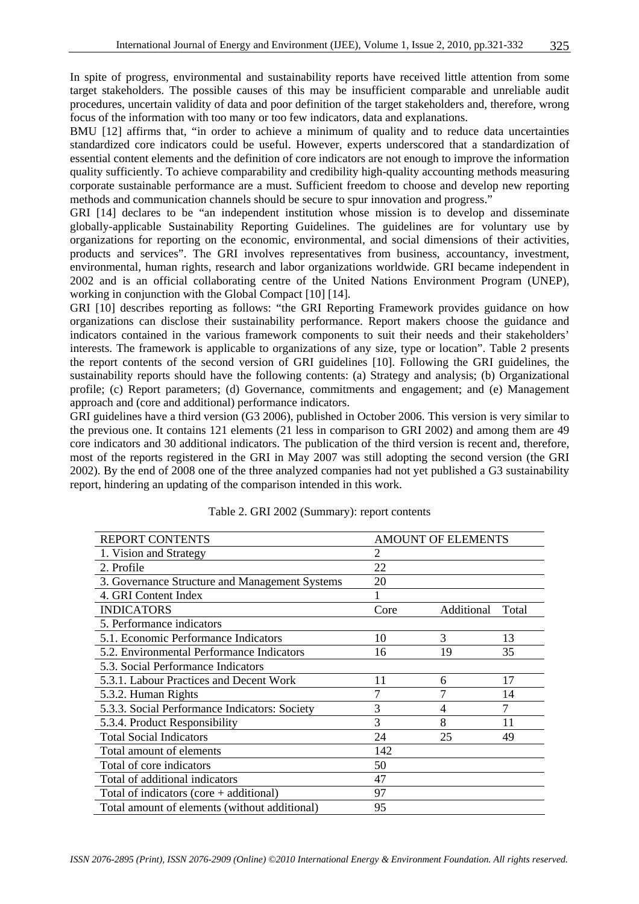In spite of progress, environmental and sustainability reports have received little attention from some target stakeholders. The possible causes of this may be insufficient comparable and unreliable audit procedures, uncertain validity of data and poor definition of the target stakeholders and, therefore, wrong focus of the information with too many or too few indicators, data and explanations.

BMU [12] affirms that, "in order to achieve a minimum of quality and to reduce data uncertainties standardized core indicators could be useful. However, experts underscored that a standardization of essential content elements and the definition of core indicators are not enough to improve the information quality sufficiently. To achieve comparability and credibility high-quality accounting methods measuring corporate sustainable performance are a must. Sufficient freedom to choose and develop new reporting methods and communication channels should be secure to spur innovation and progress."

GRI [14] declares to be "an independent institution whose mission is to develop and disseminate globally-applicable Sustainability Reporting Guidelines. The guidelines are for voluntary use by organizations for reporting on the economic, environmental, and social dimensions of their activities, products and services". The GRI involves representatives from business, accountancy, investment, environmental, human rights, research and labor organizations worldwide. GRI became independent in 2002 and is an official collaborating centre of the United Nations Environment Program (UNEP), working in conjunction with the Global Compact [10] [14].

GRI [10] describes reporting as follows: "the GRI Reporting Framework provides guidance on how organizations can disclose their sustainability performance. Report makers choose the guidance and indicators contained in the various framework components to suit their needs and their stakeholders' interests. The framework is applicable to organizations of any size, type or location". Table 2 presents the report contents of the second version of GRI guidelines [10]. Following the GRI guidelines, the sustainability reports should have the following contents: (a) Strategy and analysis; (b) Organizational profile; (c) Report parameters; (d) Governance, commitments and engagement; and (e) Management approach and (core and additional) performance indicators.

GRI guidelines have a third version (G3 2006), published in October 2006. This version is very similar to the previous one. It contains 121 elements (21 less in comparison to GRI 2002) and among them are 49 core indicators and 30 additional indicators. The publication of the third version is recent and, therefore, most of the reports registered in the GRI in May 2007 was still adopting the second version (the GRI 2002). By the end of 2008 one of the three analyzed companies had not yet published a G3 sustainability report, hindering an updating of the comparison intended in this work.

Table 2. GRI 2002 (Summary): report contents

| REPORT CONTENTS | AMOUNT OF ELEMENTS | | |
|---|---|---|---|
| 1. Vision and Strategy | 2 | | |
| 2. Profile | 22 | | |
| 3. Governance Structure and Management Systems | 20 | | |
| 4. GRI Content Index | 1 | | |
| INDICATORS | Core | Additional | Total |
| 5. Performance indicators | | | |
| 5.1. Economic Performance Indicators | 10 | 3 | 13 |
| 5.2. Environmental Performance Indicators | 16 | 19 | 35 |
| 5.3. Social Performance Indicators | | | |
| 5.3.1. Labour Practices and Decent Work | 11 | 6 | 17 |
| 5.3.2. Human Rights | 7 | 7 | 14 |
| 5.3.3. Social Performance Indicators: Society | 3 | 4 | 7 |
| 5.3.4. Product Responsibility | 3 | 8 | 11 |
| Total Social Indicators | 24 | 25 | 49 |
| Total amount of elements | 142 | | |
| Total of core indicators | 50 | | |
| Total of additional indicators | 47 | | |
| Total of indicators (core + additional) | 97 | | |
| Total amount of elements (without additional) | 95 | | |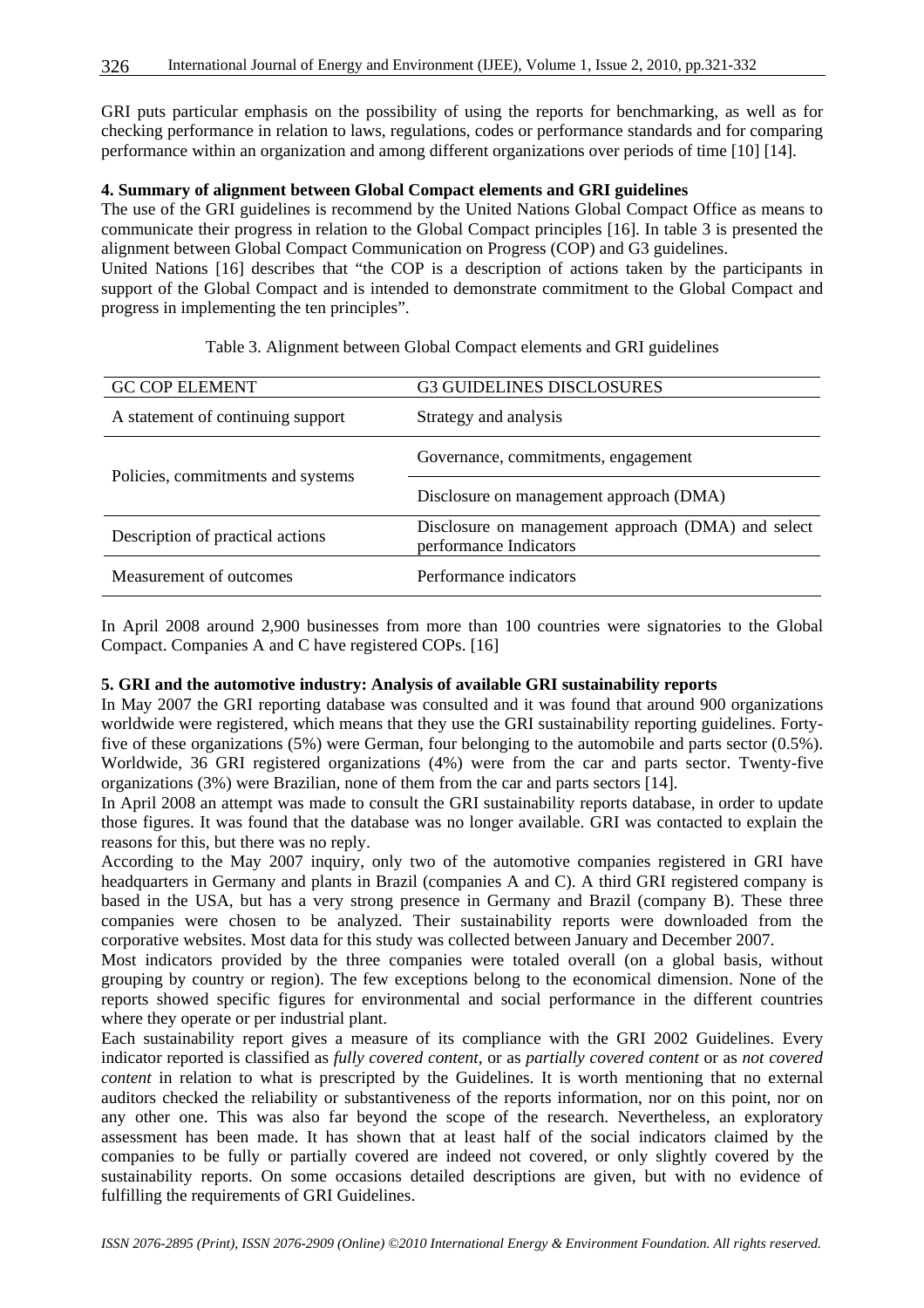GRI puts particular emphasis on the possibility of using the reports for benchmarking, as well as for checking performance in relation to laws, regulations, codes or performance standards and for comparing performance within an organization and among different organizations over periods of time [10] [14].

### 4. Summary of alignment between Global Compact elements and GRI guidelines

The use of the GRI guidelines is recommend by the United Nations Global Compact Office as means to communicate their progress in relation to the Global Compact principles [16]. In table 3 is presented the alignment between Global Compact Communication on Progress (COP) and G3 guidelines.

United Nations [16] describes that "the COP is a description of actions taken by the participants in support of the Global Compact and is intended to demonstrate commitment to the Global Compact and progress in implementing the ten principles".

Table 3. Alignment between Global Compact elements and GRI guidelines

| GC COP ELEMENT | G3 GUIDELINES DISCLOSURES |
|---|---|
| A statement of continuing support | Strategy and analysis |
| Policies, commitments and systems | Governance, commitments, engagement |
| | Disclosure on management approach (DMA) |
| Description of practical actions | Disclosure on management approach (DMA) and select performance Indicators |
| Measurement of outcomes | Performance indicators |

In April 2008 around 2,900 businesses from more than 100 countries were signatories to the Global Compact. Companies A and C have registered COPs. [16]

### 5. GRI and the automotive industry: Analysis of available GRI sustainability reports

In May 2007 the GRI reporting database was consulted and it was found that around 900 organizations worldwide were registered, which means that they use the GRI sustainability reporting guidelines. Forty-five of these organizations (5%) were German, four belonging to the automobile and parts sector (0.5%). Worldwide, 36 GRI registered organizations (4%) were from the car and parts sector. Twenty-five organizations (3%) were Brazilian, none of them from the car and parts sectors [14].

In April 2008 an attempt was made to consult the GRI sustainability reports database, in order to update those figures. It was found that the database was no longer available. GRI was contacted to explain the reasons for this, but there was no reply.

According to the May 2007 inquiry, only two of the automotive companies registered in GRI have headquarters in Germany and plants in Brazil (companies A and C). A third GRI registered company is based in the USA, but has a very strong presence in Germany and Brazil (company B). These three companies were chosen to be analyzed. Their sustainability reports were downloaded from the corporative websites. Most data for this study was collected between January and December 2007.

Most indicators provided by the three companies were totaled overall (on a global basis, without grouping by country or region). The few exceptions belong to the economical dimension. None of the reports showed specific figures for environmental and social performance in the different countries where they operate or per industrial plant.

Each sustainability report gives a measure of its compliance with the GRI 2002 Guidelines. Every indicator reported is classified as *fully covered content*, or as *partially covered content* or as *not covered content* in relation to what is prescripted by the Guidelines. It is worth mentioning that no external auditors checked the reliability or substantiveness of the reports information, nor on this point, nor on any other one. This was also far beyond the scope of the research. Nevertheless, an exploratory assessment has been made. It has shown that at least half of the social indicators claimed by the companies to be fully or partially covered are indeed not covered, or only slightly covered by the sustainability reports. On some occasions detailed descriptions are given, but with no evidence of fulfilling the requirements of GRI Guidelines.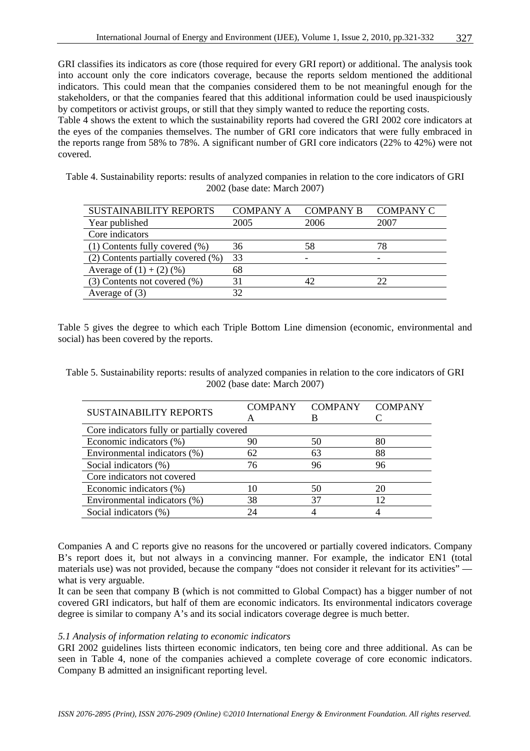GRI classifies its indicators as core (those required for every GRI report) or additional. The analysis took into account only the core indicators coverage, because the reports seldom mentioned the additional indicators. This could mean that the companies considered them to be not meaningful enough for the stakeholders, or that the companies feared that this additional information could be used inauspiciously by competitors or activist groups, or still that they simply wanted to reduce the reporting costs.

Table 4 shows the extent to which the sustainability reports had covered the GRI 2002 core indicators at the eyes of the companies themselves. The number of GRI core indicators that were fully embraced in the reports range from 58% to 78%. A significant number of GRI core indicators (22% to 42%) were not covered.

Table 4. Sustainability reports: results of analyzed companies in relation to the core indicators of GRI 2002 (base date: March 2007)

| SUSTAINABILITY REPORTS | COMPANY A | COMPANY B | COMPANY C |
|---|---|---|---|
| Year published | 2005 | 2006 | 2007 |
| Core indicators | | | |
| (1) Contents fully covered (%) | 36 | 58 | 78 |
| (2) Contents partially covered (%) | 33 | - | - |
| Average of (1) + (2) (%) | 68 | | |
| (3) Contents not covered (%) | 31 | 42 | 22 |
| Average of (3) | 32 | | |

Table 5 gives the degree to which each Triple Bottom Line dimension (economic, environmental and social) has been covered by the reports.

Table 5. Sustainability reports: results of analyzed companies in relation to the core indicators of GRI 2002 (base date: March 2007)

| SUSTAINABILITY REPORTS | COMPANY A | COMPANY B | COMPANY C |
|---|---|---|---|
| Core indicators fully or partially covered | | | |
| Economic indicators (%) | 90 | 50 | 80 |
| Environmental indicators (%) | 62 | 63 | 88 |
| Social indicators (%) | 76 | 96 | 96 |
| Core indicators not covered | | | |
| Economic indicators (%) | 10 | 50 | 20 |
| Environmental indicators (%) | 38 | 37 | 12 |
| Social indicators (%) | 24 | 4 | 4 |

Companies A and C reports give no reasons for the uncovered or partially covered indicators. Company B's report does it, but not always in a convincing manner. For example, the indicator EN1 (total materials use) was not provided, because the company "does not consider it relevant for its activities" — what is very arguable.

It can be seen that company B (which is not committed to Global Compact) has a bigger number of not covered GRI indicators, but half of them are economic indicators. Its environmental indicators coverage degree is similar to company A's and its social indicators coverage degree is much better.

*5.1 Analysis of information relating to economic indicators*

GRI 2002 guidelines lists thirteen economic indicators, ten being core and three additional. As can be seen in Table 4, none of the companies achieved a complete coverage of core economic indicators. Company B admitted an insignificant reporting level.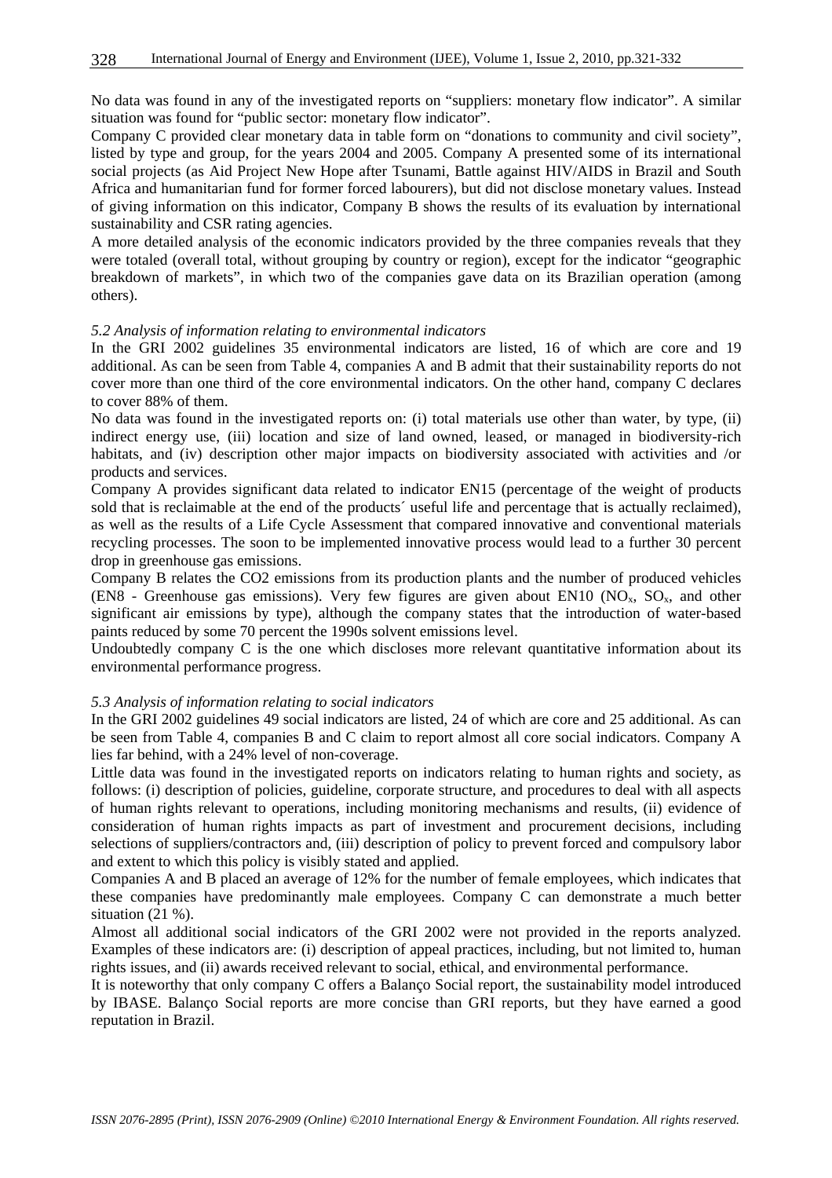No data was found in any of the investigated reports on "suppliers: monetary flow indicator". A similar situation was found for "public sector: monetary flow indicator".

Company C provided clear monetary data in table form on "donations to community and civil society", listed by type and group, for the years 2004 and 2005. Company A presented some of its international social projects (as Aid Project New Hope after Tsunami, Battle against HIV/AIDS in Brazil and South Africa and humanitarian fund for former forced labourers), but did not disclose monetary values. Instead of giving information on this indicator, Company B shows the results of its evaluation by international sustainability and CSR rating agencies.

A more detailed analysis of the economic indicators provided by the three companies reveals that they were totaled (overall total, without grouping by country or region), except for the indicator "geographic breakdown of markets", in which two of the companies gave data on its Brazilian operation (among others).

### *5.2 Analysis of information relating to environmental indicators*

In the GRI 2002 guidelines 35 environmental indicators are listed, 16 of which are core and 19 additional. As can be seen from Table 4, companies A and B admit that their sustainability reports do not cover more than one third of the core environmental indicators. On the other hand, company C declares to cover 88% of them.

No data was found in the investigated reports on: (i) total materials use other than water, by type, (ii) indirect energy use, (iii) location and size of land owned, leased, or managed in biodiversity-rich habitats, and (iv) description other major impacts on biodiversity associated with activities and /or products and services.

Company A provides significant data related to indicator EN15 (percentage of the weight of products sold that is reclaimable at the end of the products´ useful life and percentage that is actually reclaimed), as well as the results of a Life Cycle Assessment that compared innovative and conventional materials recycling processes. The soon to be implemented innovative process would lead to a further 30 percent drop in greenhouse gas emissions.

Company B relates the CO2 emissions from its production plants and the number of produced vehicles (EN8 - Greenhouse gas emissions). Very few figures are given about EN10 ($NO_x$, $SO_x$, and other significant air emissions by type), although the company states that the introduction of water-based paints reduced by some 70 percent the 1990s solvent emissions level.

Undoubtedly company C is the one which discloses more relevant quantitative information about its environmental performance progress.

### *5.3 Analysis of information relating to social indicators*

In the GRI 2002 guidelines 49 social indicators are listed, 24 of which are core and 25 additional. As can be seen from Table 4, companies B and C claim to report almost all core social indicators. Company A lies far behind, with a 24% level of non-coverage.

Little data was found in the investigated reports on indicators relating to human rights and society, as follows: (i) description of policies, guideline, corporate structure, and procedures to deal with all aspects of human rights relevant to operations, including monitoring mechanisms and results, (ii) evidence of consideration of human rights impacts as part of investment and procurement decisions, including selections of suppliers/contractors and, (iii) description of policy to prevent forced and compulsory labor and extent to which this policy is visibly stated and applied.

Companies A and B placed an average of 12% for the number of female employees, which indicates that these companies have predominantly male employees. Company C can demonstrate a much better situation (21 %).

Almost all additional social indicators of the GRI 2002 were not provided in the reports analyzed. Examples of these indicators are: (i) description of appeal practices, including, but not limited to, human rights issues, and (ii) awards received relevant to social, ethical, and environmental performance.

It is noteworthy that only company C offers a Balanço Social report, the sustainability model introduced by IBASE. Balanço Social reports are more concise than GRI reports, but they have earned a good reputation in Brazil.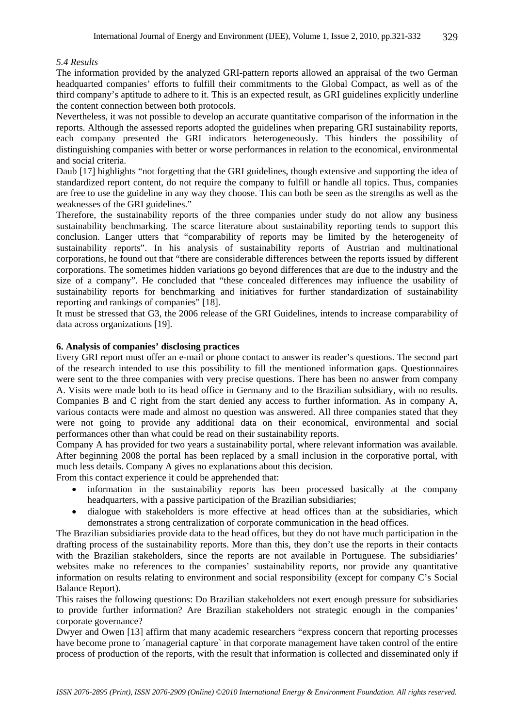*5.4 Results*

The information provided by the analyzed GRI-pattern reports allowed an appraisal of the two German headquarted companies' efforts to fulfill their commitments to the Global Compact, as well as of the third company's aptitude to adhere to it. This is an expected result, as GRI guidelines explicitly underline the content connection between both protocols.

Nevertheless, it was not possible to develop an accurate quantitative comparison of the information in the reports. Although the assessed reports adopted the guidelines when preparing GRI sustainability reports, each company presented the GRI indicators heterogeneously. This hinders the possibility of distinguishing companies with better or worse performances in relation to the economical, environmental and social criteria.

Daub [17] highlights "not forgetting that the GRI guidelines, though extensive and supporting the idea of standardized report content, do not require the company to fulfill or handle all topics. Thus, companies are free to use the guideline in any way they choose. This can both be seen as the strengths as well as the weaknesses of the GRI guidelines."

Therefore, the sustainability reports of the three companies under study do not allow any business sustainability benchmarking. The scarce literature about sustainability reporting tends to support this conclusion. Langer utters that "comparability of reports may be limited by the heterogeneity of sustainability reports". In his analysis of sustainability reports of Austrian and multinational corporations, he found out that "there are considerable differences between the reports issued by different corporations. The sometimes hidden variations go beyond differences that are due to the industry and the size of a company". He concluded that "these concealed differences may influence the usability of sustainability reports for benchmarking and initiatives for further standardization of sustainability reporting and rankings of companies" [18].

It must be stressed that G3, the 2006 release of the GRI Guidelines, intends to increase comparability of data across organizations [19].

## 6. Analysis of companies' disclosing practices

Every GRI report must offer an e-mail or phone contact to answer its reader's questions. The second part of the research intended to use this possibility to fill the mentioned information gaps. Questionnaires were sent to the three companies with very precise questions. There has been no answer from company A. Visits were made both to its head office in Germany and to the Brazilian subsidiary, with no results. Companies B and C right from the start denied any access to further information. As in company A, various contacts were made and almost no question was answered. All three companies stated that they were not going to provide any additional data on their economical, environmental and social performances other than what could be read on their sustainability reports.

Company A has provided for two years a sustainability portal, where relevant information was available. After beginning 2008 the portal has been replaced by a small inclusion in the corporative portal, with much less details. Company A gives no explanations about this decision.

From this contact experience it could be apprehended that:

- information in the sustainability reports has been processed basically at the company headquarters, with a passive participation of the Brazilian subsidiaries;
- dialogue with stakeholders is more effective at head offices than at the subsidiaries, which demonstrates a strong centralization of corporate communication in the head offices.

The Brazilian subsidiaries provide data to the head offices, but they do not have much participation in the drafting process of the sustainability reports. More than this, they don't use the reports in their contacts with the Brazilian stakeholders, since the reports are not available in Portuguese. The subsidiaries' websites make no references to the companies' sustainability reports, nor provide any quantitative information on results relating to environment and social responsibility (except for company C's Social Balance Report).

This raises the following questions: Do Brazilian stakeholders not exert enough pressure for subsidiaries to provide further information? Are Brazilian stakeholders not strategic enough in the companies' corporate governance?

Dwyer and Owen [13] affirm that many academic researchers "express concern that reporting processes have become prone to ´managerial capture` in that corporate management have taken control of the entire process of production of the reports, with the result that information is collected and disseminated only if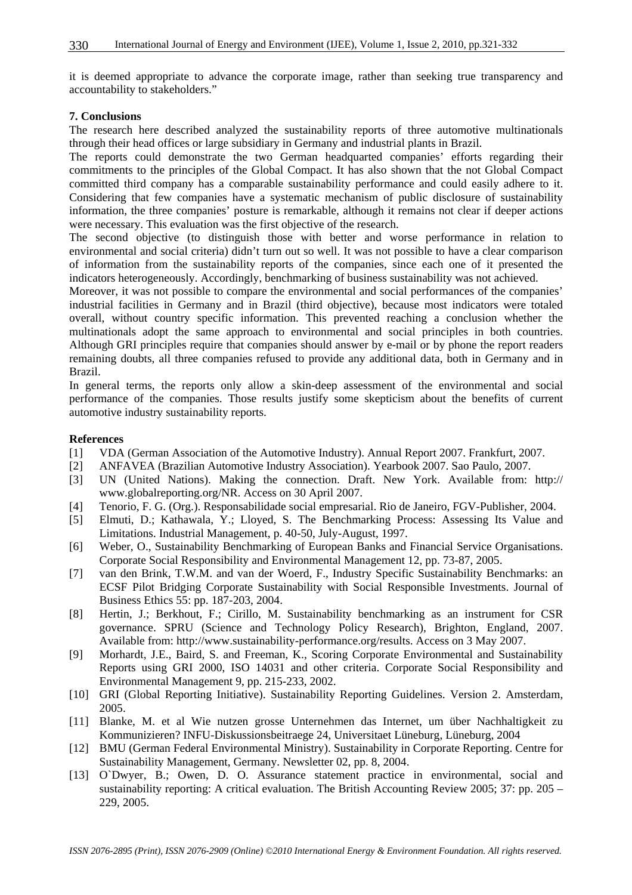it is deemed appropriate to advance the corporate image, rather than seeking true transparency and accountability to stakeholders."

## 7. Conclusions

The research here described analyzed the sustainability reports of three automotive multinationals through their head offices or large subsidiary in Germany and industrial plants in Brazil.

The reports could demonstrate the two German headquarted companies' efforts regarding their commitments to the principles of the Global Compact. It has also shown that the not Global Compact committed third company has a comparable sustainability performance and could easily adhere to it. Considering that few companies have a systematic mechanism of public disclosure of sustainability information, the three companies' posture is remarkable, although it remains not clear if deeper actions were necessary. This evaluation was the first objective of the research.

The second objective (to distinguish those with better and worse performance in relation to environmental and social criteria) didn't turn out so well. It was not possible to have a clear comparison of information from the sustainability reports of the companies, since each one of it presented the indicators heterogeneously. Accordingly, benchmarking of business sustainability was not achieved.

Moreover, it was not possible to compare the environmental and social performances of the companies' industrial facilities in Germany and in Brazil (third objective), because most indicators were totaled overall, without country specific information. This prevented reaching a conclusion whether the multinationals adopt the same approach to environmental and social principles in both countries. Although GRI principles require that companies should answer by e-mail or by phone the report readers remaining doubts, all three companies refused to provide any additional data, both in Germany and in Brazil.

In general terms, the reports only allow a skin-deep assessment of the environmental and social performance of the companies. Those results justify some skepticism about the benefits of current automotive industry sustainability reports.

## References

[1] VDA (German Association of the Automotive Industry). Annual Report 2007. Frankfurt, 2007.

[2] ANFAVEA (Brazilian Automotive Industry Association). Yearbook 2007. Sao Paulo, 2007.

[3] UN (United Nations). Making the connection. Draft. New York. Available from: http:// www.globalreporting.org/NR. Access on 30 April 2007.

[4] Tenorio, F. G. (Org.). Responsabilidade social empresarial. Rio de Janeiro, FGV-Publisher, 2004.

[5] Elmuti, D.; Kathawala, Y.; Lloyed, S. The Benchmarking Process: Assessing Its Value and Limitations. Industrial Management, p. 40-50, July-August, 1997.

[6] Weber, O., Sustainability Benchmarking of European Banks and Financial Service Organisations. Corporate Social Responsibility and Environmental Management 12, pp. 73-87, 2005.

[7] van den Brink, T.W.M. and van der Woerd, F., Industry Specific Sustainability Benchmarks: an ECSF Pilot Bridging Corporate Sustainability with Social Responsible Investments. Journal of Business Ethics 55: pp. 187-203, 2004.

[8] Hertin, J.; Berkhout, F.; Cirillo, M. Sustainability benchmarking as an instrument for CSR governance. SPRU (Science and Technology Policy Research), Brighton, England, 2007. Available from: http://www.sustainability-performance.org/results. Access on 3 May 2007.

[9] Morhardt, J.E., Baird, S. and Freeman, K., Scoring Corporate Environmental and Sustainability Reports using GRI 2000, ISO 14031 and other criteria. Corporate Social Responsibility and Environmental Management 9, pp. 215-233, 2002.

[10] GRI (Global Reporting Initiative). Sustainability Reporting Guidelines. Version 2. Amsterdam, 2005.

[11] Blanke, M. et al Wie nutzen grosse Unternehmen das Internet, um über Nachhaltigkeit zu Kommunizieren? INFU-Diskussionsbeitraege 24, Universitaet Lüneburg, Lüneburg, 2004

[12] BMU (German Federal Environmental Ministry). Sustainability in Corporate Reporting. Centre for Sustainability Management, Germany. Newsletter 02, pp. 8, 2004.

[13] O`Dwyer, B.; Owen, D. O. Assurance statement practice in environmental, social and sustainability reporting: A critical evaluation. The British Accounting Review 2005; 37: pp. 205 – 229, 2005.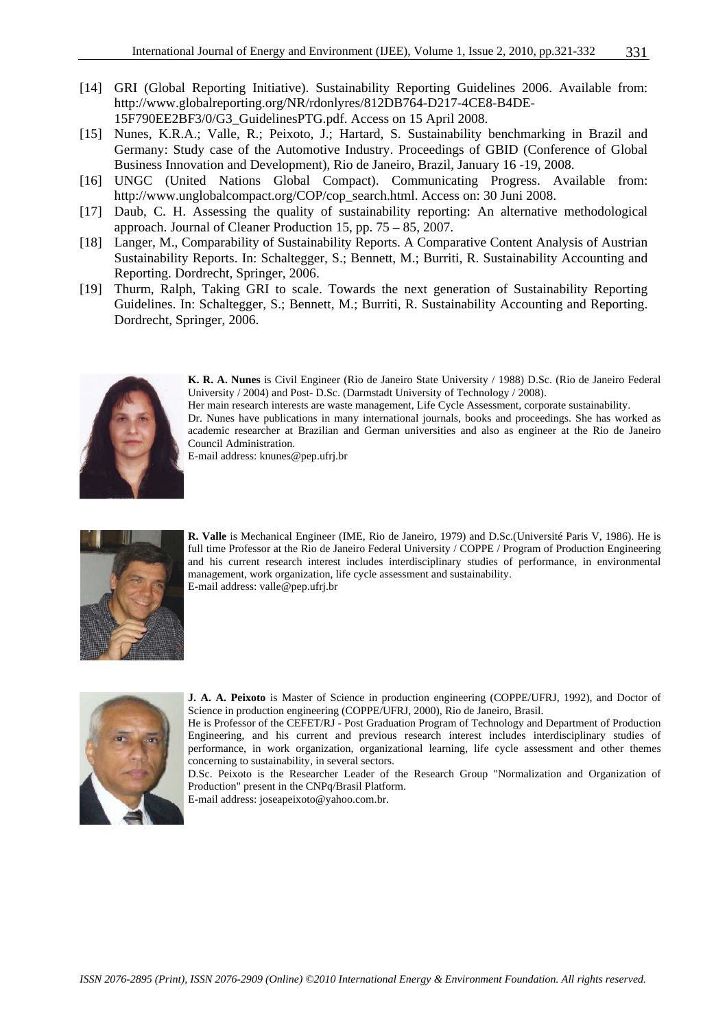[14] GRI (Global Reporting Initiative). Sustainability Reporting Guidelines 2006. Available from: http://www.globalreporting.org/NR/rdonlyres/812DB764-D217-4CE8-B4DE-15F790EE2BF3/0/G3_GuidelinesPTG.pdf. Access on 15 April 2008.

[15] Nunes, K.R.A.; Valle, R.; Peixoto, J.; Hartard, S. Sustainability benchmarking in Brazil and Germany: Study case of the Automotive Industry. Proceedings of GBID (Conference of Global Business Innovation and Development), Rio de Janeiro, Brazil, January 16 -19, 2008.

[16] UNGC (United Nations Global Compact). Communicating Progress. Available from: http://www.unglobalcompact.org/COP/cop_search.html. Access on: 30 Juni 2008.

[17] Daub, C. H. Assessing the quality of sustainability reporting: An alternative methodological approach. Journal of Cleaner Production 15, pp. 75 – 85, 2007.

[18] Langer, M., Comparability of Sustainability Reports. A Comparative Content Analysis of Austrian Sustainability Reports. In: Schaltegger, S.; Bennett, M.; Burriti, R. Sustainability Accounting and Reporting. Dordrecht, Springer, 2006.

[19] Thurm, Ralph, Taking GRI to scale. Towards the next generation of Sustainability Reporting Guidelines. In: Schaltegger, S.; Bennett, M.; Burriti, R. Sustainability Accounting and Reporting. Dordrecht, Springer, 2006.

**K. R. A. Nunes** is Civil Engineer (Rio de Janeiro State University / 1988) D.Sc. (Rio de Janeiro Federal University / 2004) and Post- D.Sc. (Darmstadt University of Technology / 2008).
Her main research interests are waste management, Life Cycle Assessment, corporate sustainability.
Dr. Nunes have publications in many international journals, books and proceedings. She has worked as academic researcher at Brazilian and German universities and also as engineer at the Rio de Janeiro Council Administration.
E-mail address: knunes@pep.ufrj.br

**R. Valle** is Mechanical Engineer (IME, Rio de Janeiro, 1979) and D.Sc.(Université Paris V, 1986). He is full time Professor at the Rio de Janeiro Federal University / COPPE / Program of Production Engineering and his current research interest includes interdisciplinary studies of performance, in environmental management, work organization, life cycle assessment and sustainability.
E-mail address: valle@pep.ufrj.br

**J. A. A. Peixoto** is Master of Science in production engineering (COPPE/UFRJ, 1992), and Doctor of Science in production engineering (COPPE/UFRJ, 2000), Rio de Janeiro, Brasil.
He is Professor of the CEFET/RJ - Post Graduation Program of Technology and Department of Production Engineering, and his current and previous research interest includes interdisciplinary studies of performance, in work organization, organizational learning, life cycle assessment and other themes concerning to sustainability, in several sectors.
D.Sc. Peixoto is the Researcher Leader of the Research Group "Normalization and Organization of Production" present in the CNPq/Brasil Platform.
E-mail address: joseapeixoto@yahoo.com.br.